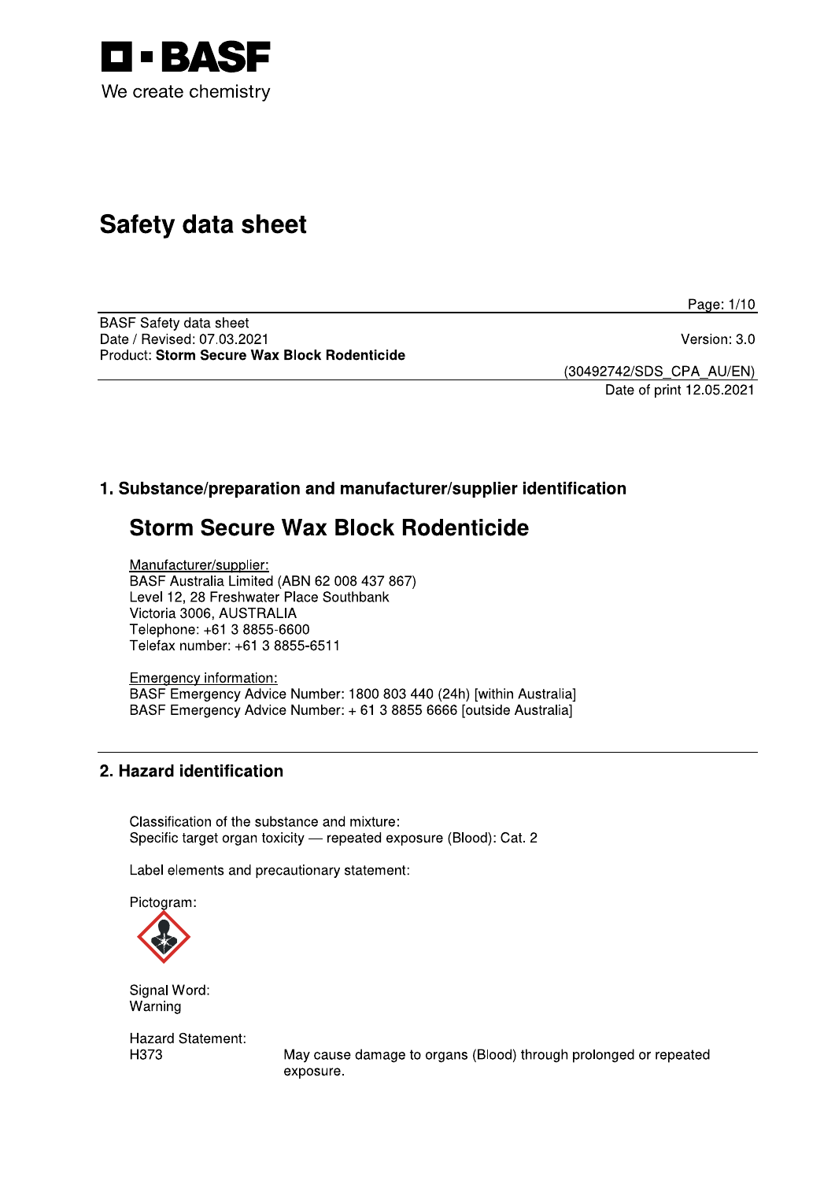BASF

We create chemistry

# Safety data sheet

BASF Safety data sheet
Date / Revised: 07.03.2021
Product: **Storm Secure Wax Block Rodenticide**

Version: 3.0

(30492742/SDS_CPA_AU/EN)
Date of print 12.05.2021

## 1. Substance/preparation and manufacturer/supplier identification

# Storm Secure Wax Block Rodenticide

Manufacturer/supplier:
BASF Australia Limited (ABN 62 008 437 867)
Level 12, 28 Freshwater Place Southbank
Victoria 3006, AUSTRALIA
Telephone: +61 3 8855-6600
Telefax number: +61 3 8855-6511

Emergency information:
BASF Emergency Advice Number: 1800 803 440 (24h) [within Australia]
BASF Emergency Advice Number: + 61 3 8855 6666 [outside Australia]

## 2. Hazard identification

Classification of the substance and mixture:
Specific target organ toxicity — repeated exposure (Blood): Cat. 2

Label elements and precautionary statement:

Pictogram:

Signal Word:
Warning

Hazard Statement:

| | |
|---|---|
| H373 | May cause damage to organs (Blood) through prolonged or repeated exposure. |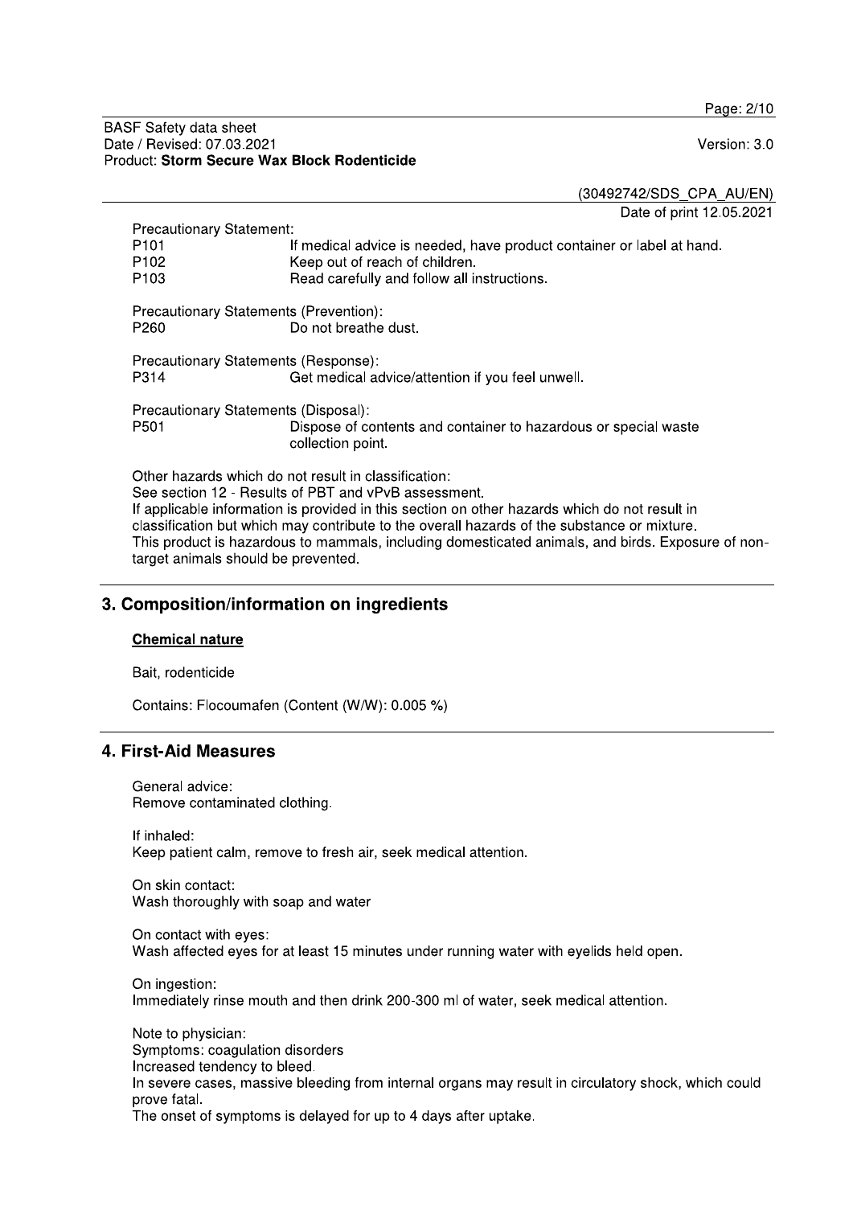Precautionary Statement:

| | |
|---|---|
| P101 | If medical advice is needed, have product container or label at hand. |
| P102 | Keep out of reach of children. |
| P103 | Read carefully and follow all instructions. |

Precautionary Statements (Prevention):

| | |
|---|---|
| P260 | Do not breathe dust. |

Precautionary Statements (Response):

| | |
|---|---|
| P314 | Get medical advice/attention if you feel unwell. |

Precautionary Statements (Disposal):

| | |
|---|---|
| P501 | Dispose of contents and container to hazardous or special waste collection point. |

Other hazards which do not result in classification:
See section 12 - Results of PBT and vPvB assessment.
If applicable information is provided in this section on other hazards which do not result in classification but which may contribute to the overall hazards of the substance or mixture.
This product is hazardous to mammals, including domesticated animals, and birds. Exposure of non-target animals should be prevented.

## 3. Composition/information on ingredients

**Chemical nature**

Bait, rodenticide

Contains: Flocoumafen (Content (W/W): 0.005 %)

## 4. First-Aid Measures

General advice:
Remove contaminated clothing.

If inhaled:
Keep patient calm, remove to fresh air, seek medical attention.

On skin contact:
Wash thoroughly with soap and water

On contact with eyes:
Wash affected eyes for at least 15 minutes under running water with eyelids held open.

On ingestion:
Immediately rinse mouth and then drink 200-300 ml of water, seek medical attention.

Note to physician:
Symptoms: coagulation disorders
Increased tendency to bleed.
In severe cases, massive bleeding from internal organs may result in circulatory shock, which could prove fatal.
The onset of symptoms is delayed for up to 4 days after uptake.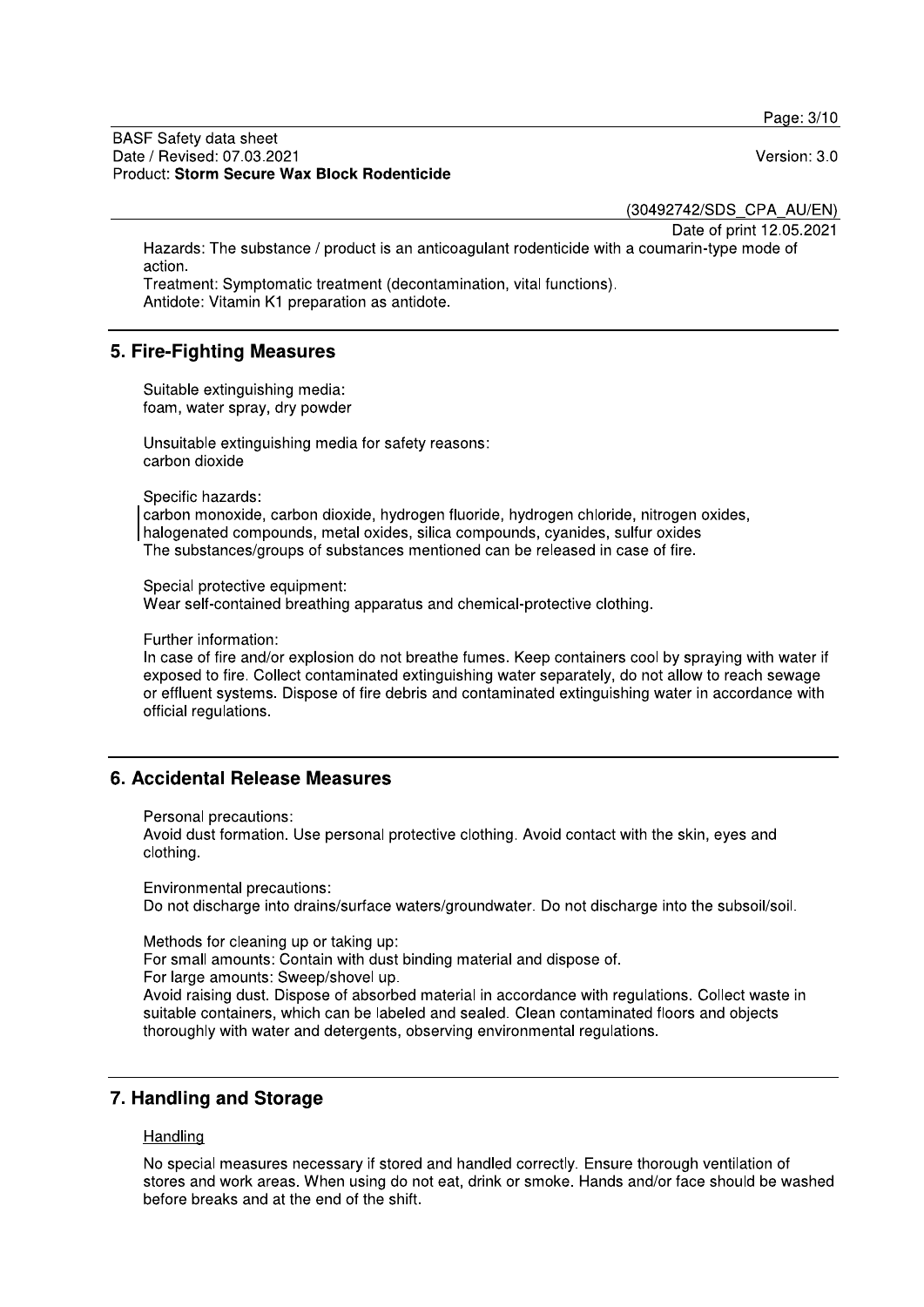Hazards: The substance / product is an anticoagulant rodenticide with a coumarin-type mode of action.
Treatment: Symptomatic treatment (decontamination, vital functions).
Antidote: Vitamin K1 preparation as antidote.

## 5. Fire-Fighting Measures

Suitable extinguishing media:
foam, water spray, dry powder

Unsuitable extinguishing media for safety reasons:
carbon dioxide

Specific hazards:
carbon monoxide, carbon dioxide, hydrogen fluoride, hydrogen chloride, nitrogen oxides, halogenated compounds, metal oxides, silica compounds, cyanides, sulfur oxides
The substances/groups of substances mentioned can be released in case of fire.

Special protective equipment:
Wear self-contained breathing apparatus and chemical-protective clothing.

Further information:
In case of fire and/or explosion do not breathe fumes. Keep containers cool by spraying with water if exposed to fire. Collect contaminated extinguishing water separately, do not allow to reach sewage or effluent systems. Dispose of fire debris and contaminated extinguishing water in accordance with official regulations.

## 6. Accidental Release Measures

Personal precautions:
Avoid dust formation. Use personal protective clothing. Avoid contact with the skin, eyes and clothing.

Environmental precautions:
Do not discharge into drains/surface waters/groundwater. Do not discharge into the subsoil/soil.

Methods for cleaning up or taking up:
For small amounts: Contain with dust binding material and dispose of.
For large amounts: Sweep/shovel up.
Avoid raising dust. Dispose of absorbed material in accordance with regulations. Collect waste in suitable containers, which can be labeled and sealed. Clean contaminated floors and objects thoroughly with water and detergents, observing environmental regulations.

## 7. Handling and Storage

Handling

No special measures necessary if stored and handled correctly. Ensure thorough ventilation of stores and work areas. When using do not eat, drink or smoke. Hands and/or face should be washed before breaks and at the end of the shift.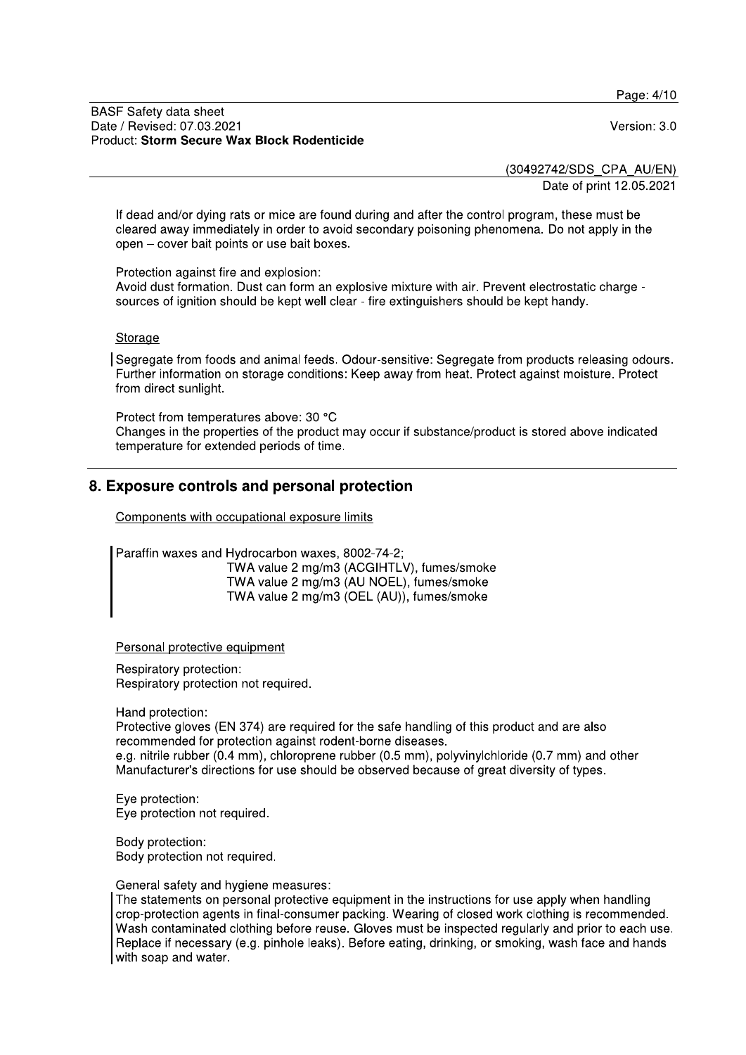If dead and/or dying rats or mice are found during and after the control program, these must be cleared away immediately in order to avoid secondary poisoning phenomena. Do not apply in the open – cover bait points or use bait boxes.

Protection against fire and explosion:
Avoid dust formation. Dust can form an explosive mixture with air. Prevent electrostatic charge - sources of ignition should be kept well clear - fire extinguishers should be kept handy.

Storage

Segregate from foods and animal feeds. Odour-sensitive: Segregate from products releasing odours. Further information on storage conditions: Keep away from heat. Protect against moisture. Protect from direct sunlight.

Protect from temperatures above: 30 °C
Changes in the properties of the product may occur if substance/product is stored above indicated temperature for extended periods of time.

## 8. Exposure controls and personal protection

Components with occupational exposure limits

Paraffin waxes and Hydrocarbon waxes, 8002-74-2;
TWA value 2 mg/m3 (ACGIHTLV), fumes/smoke
TWA value 2 mg/m3 (AU NOEL), fumes/smoke
TWA value 2 mg/m3 (OEL (AU)), fumes/smoke

Personal protective equipment

Respiratory protection:
Respiratory protection not required.

Hand protection:
Protective gloves (EN 374) are required for the safe handling of this product and are also recommended for protection against rodent-borne diseases.
e.g. nitrile rubber (0.4 mm), chloroprene rubber (0.5 mm), polyvinylchloride (0.7 mm) and other Manufacturer's directions for use should be observed because of great diversity of types.

Eye protection:
Eye protection not required.

Body protection:
Body protection not required.

General safety and hygiene measures:
The statements on personal protective equipment in the instructions for use apply when handling crop-protection agents in final-consumer packing. Wearing of closed work clothing is recommended. Wash contaminated clothing before reuse. Gloves must be inspected regularly and prior to each use. Replace if necessary (e.g. pinhole leaks). Before eating, drinking, or smoking, wash face and hands with soap and water.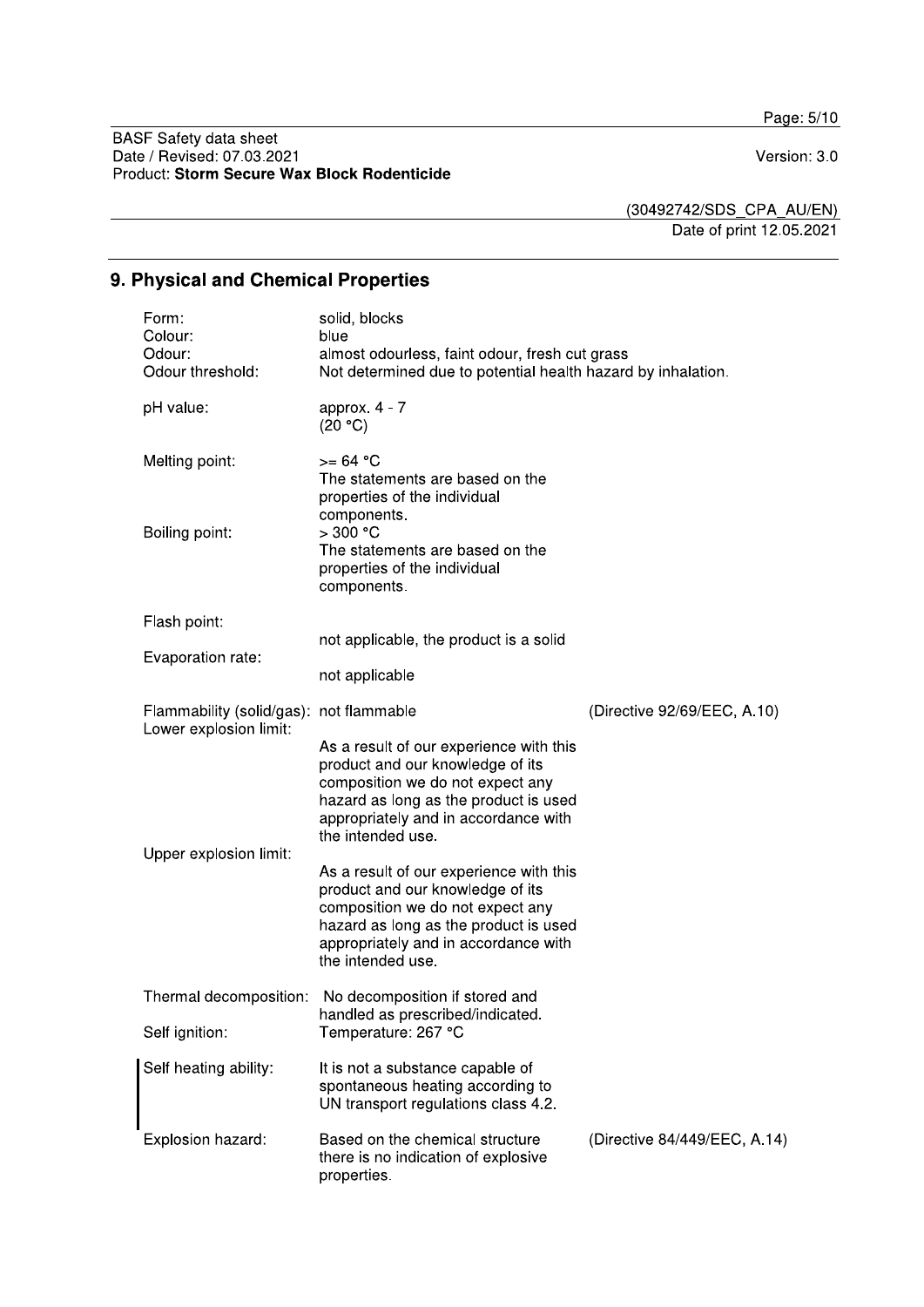## 9. Physical and Chemical Properties

| | | |
|---|---|---|
| Form: | solid, blocks | |
| Colour: | blue | |
| Odour: | almost odourless, faint odour, fresh cut grass | |
| Odour threshold: | Not determined due to potential health hazard by inhalation. | |
| pH value: | approx. 4 - 7 (20 °C) | |
| Melting point: | >= 64 °C The statements are based on the properties of the individual components. | |
| Boiling point: | > 300 °C The statements are based on the properties of the individual components. | |
| Flash point: | not applicable, the product is a solid | |
| Evaporation rate: | not applicable | |
| Flammability (solid/gas): | not flammable | (Directive 92/69/EEC, A.10) |
| Lower explosion limit: | As a result of our experience with this product and our knowledge of its composition we do not expect any hazard as long as the product is used appropriately and in accordance with the intended use. | |
| Upper explosion limit: | As a result of our experience with this product and our knowledge of its composition we do not expect any hazard as long as the product is used appropriately and in accordance with the intended use. | |
| Thermal decomposition: | No decomposition if stored and handled as prescribed/indicated. | |
| Self ignition: | Temperature: 267 °C | |
| Self heating ability: | It is not a substance capable of spontaneous heating according to UN transport regulations class 4.2. | |
| Explosion hazard: | Based on the chemical structure there is no indication of explosive properties. | (Directive 84/449/EEC, A.14) |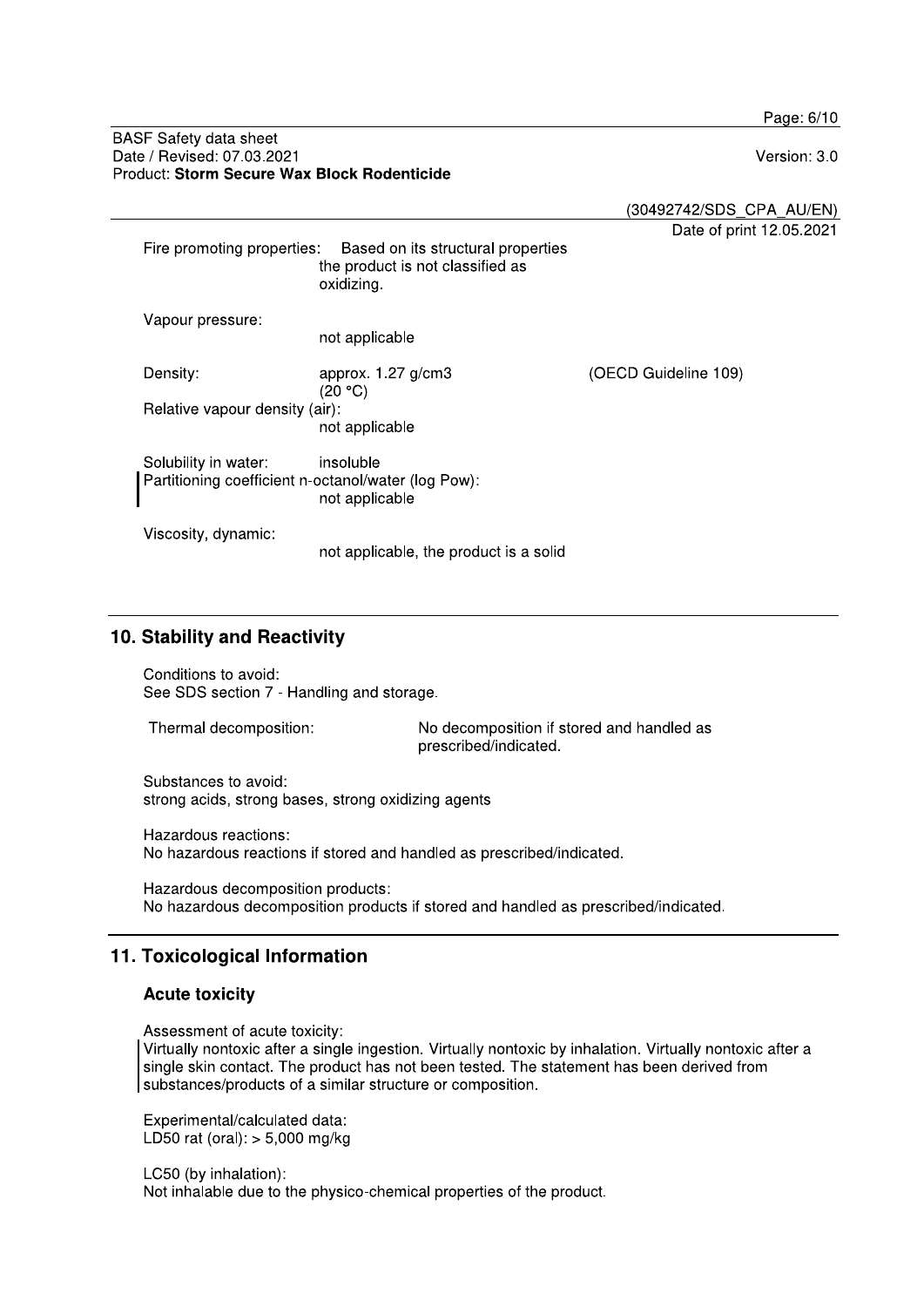Fire promoting properties: Based on its structural properties the product is not classified as oxidizing.

Vapour pressure:
not applicable

Density: approx. 1.27 g/cm3 (20 °C) (OECD Guideline 109)

Relative vapour density (air):
not applicable

Solubility in water: insoluble

Partitioning coefficient n-octanol/water (log Pow):
not applicable

Viscosity, dynamic:
not applicable, the product is a solid

## 10. Stability and Reactivity

Conditions to avoid:
See SDS section 7 - Handling and storage.

Thermal decomposition: No decomposition if stored and handled as prescribed/indicated.

Substances to avoid:
strong acids, strong bases, strong oxidizing agents

Hazardous reactions:
No hazardous reactions if stored and handled as prescribed/indicated.

Hazardous decomposition products:
No hazardous decomposition products if stored and handled as prescribed/indicated.

## 11. Toxicological Information

### Acute toxicity

Assessment of acute toxicity:
Virtually nontoxic after a single ingestion. Virtually nontoxic by inhalation. Virtually nontoxic after a single skin contact. The product has not been tested. The statement has been derived from substances/products of a similar structure or composition.

Experimental/calculated data:
LD50 rat (oral): > 5,000 mg/kg

LC50 (by inhalation):
Not inhalable due to the physico-chemical properties of the product.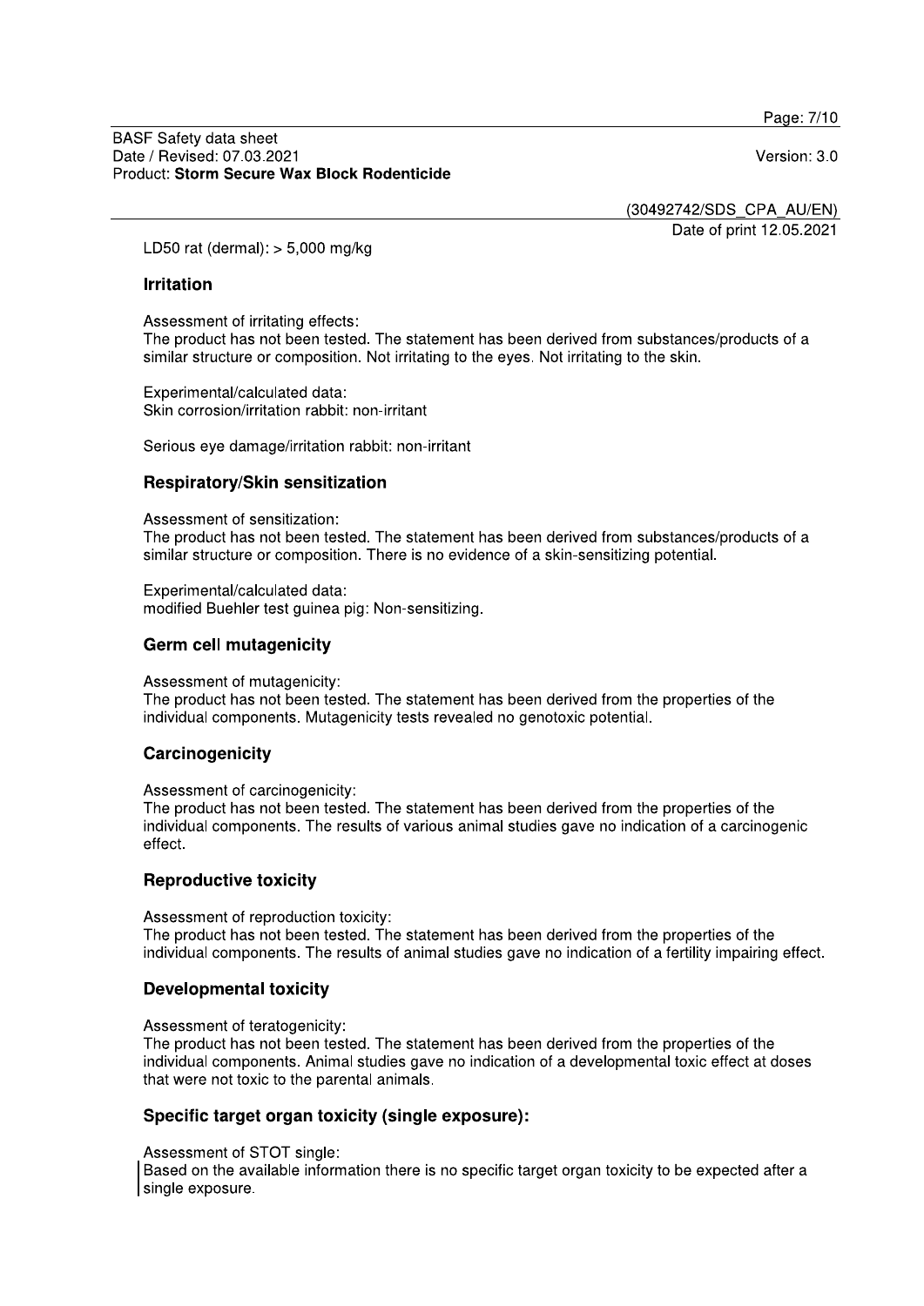LD50 rat (dermal): > 5,000 mg/kg

### Irritation

Assessment of irritating effects:
The product has not been tested. The statement has been derived from substances/products of a similar structure or composition. Not irritating to the eyes. Not irritating to the skin.

Experimental/calculated data:
Skin corrosion/irritation rabbit: non-irritant

Serious eye damage/irritation rabbit: non-irritant

### Respiratory/Skin sensitization

Assessment of sensitization:
The product has not been tested. The statement has been derived from substances/products of a similar structure or composition. There is no evidence of a skin-sensitizing potential.

Experimental/calculated data:
modified Buehler test guinea pig: Non-sensitizing.

### Germ cell mutagenicity

Assessment of mutagenicity:
The product has not been tested. The statement has been derived from the properties of the individual components. Mutagenicity tests revealed no genotoxic potential.

### Carcinogenicity

Assessment of carcinogenicity:
The product has not been tested. The statement has been derived from the properties of the individual components. The results of various animal studies gave no indication of a carcinogenic effect.

### Reproductive toxicity

Assessment of reproduction toxicity:
The product has not been tested. The statement has been derived from the properties of the individual components. The results of animal studies gave no indication of a fertility impairing effect.

### Developmental toxicity

Assessment of teratogenicity:
The product has not been tested. The statement has been derived from the properties of the individual components. Animal studies gave no indication of a developmental toxic effect at doses that were not toxic to the parental animals.

### Specific target organ toxicity (single exposure):

Assessment of STOT single:
Based on the available information there is no specific target organ toxicity to be expected after a single exposure.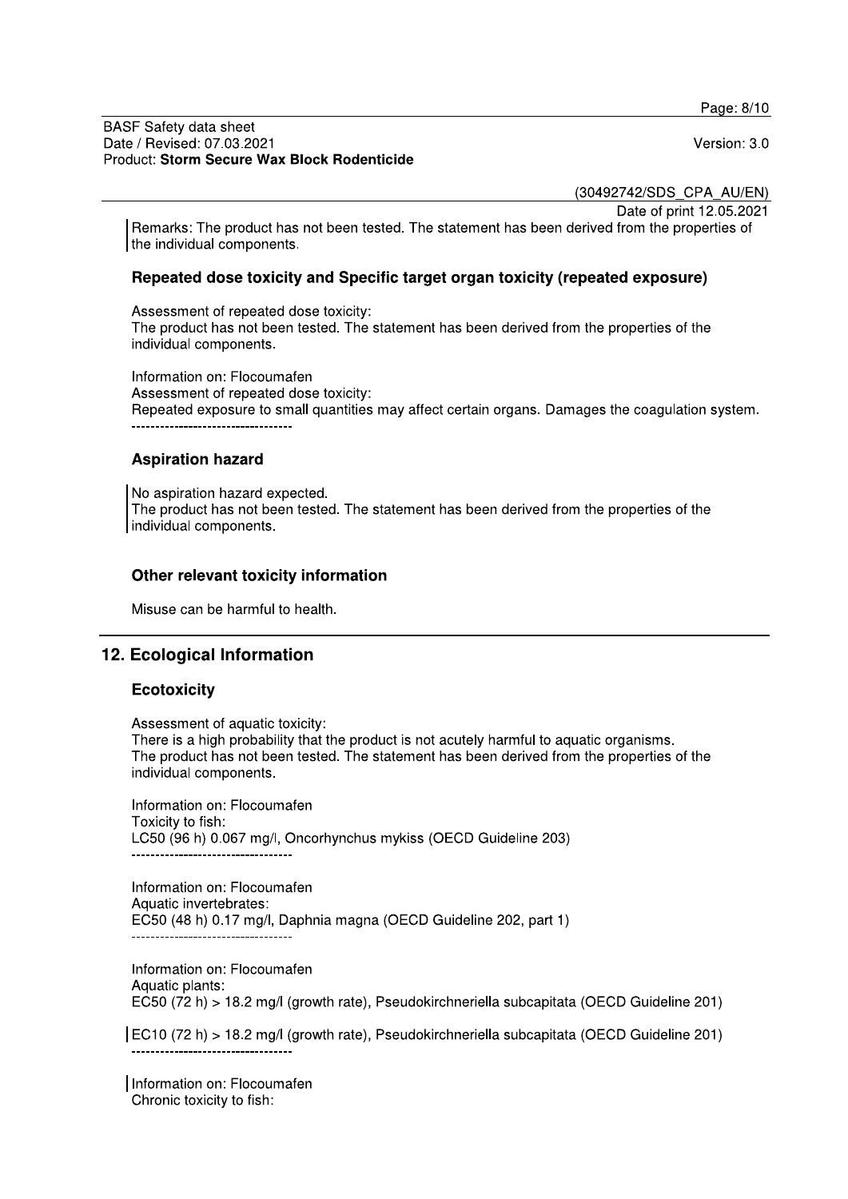Remarks: The product has not been tested. The statement has been derived from the properties of the individual components.

### Repeated dose toxicity and Specific target organ toxicity (repeated exposure)

Assessment of repeated dose toxicity:
The product has not been tested. The statement has been derived from the properties of the individual components.

Information on: Flocoumafen
Assessment of repeated dose toxicity:
Repeated exposure to small quantities may affect certain organs. Damages the coagulation system.
----------------------------------

### Aspiration hazard

No aspiration hazard expected.
The product has not been tested. The statement has been derived from the properties of the individual components.

### Other relevant toxicity information

Misuse can be harmful to health.

## 12. Ecological Information

### Ecotoxicity

Assessment of aquatic toxicity:
There is a high probability that the product is not acutely harmful to aquatic organisms.
The product has not been tested. The statement has been derived from the properties of the individual components.

Information on: Flocoumafen
Toxicity to fish:
LC50 (96 h) 0.067 mg/l, Oncorhynchus mykiss (OECD Guideline 203)
----------------------------------

Information on: Flocoumafen
Aquatic invertebrates:
EC50 (48 h) 0.17 mg/l, Daphnia magna (OECD Guideline 202, part 1)
----------------------------------

Information on: Flocoumafen
Aquatic plants:
EC50 (72 h) > 18.2 mg/l (growth rate), Pseudokirchneriella subcapitata (OECD Guideline 201)

EC10 (72 h) > 18.2 mg/l (growth rate), Pseudokirchneriella subcapitata (OECD Guideline 201)
----------------------------------

Information on: Flocoumafen
Chronic toxicity to fish: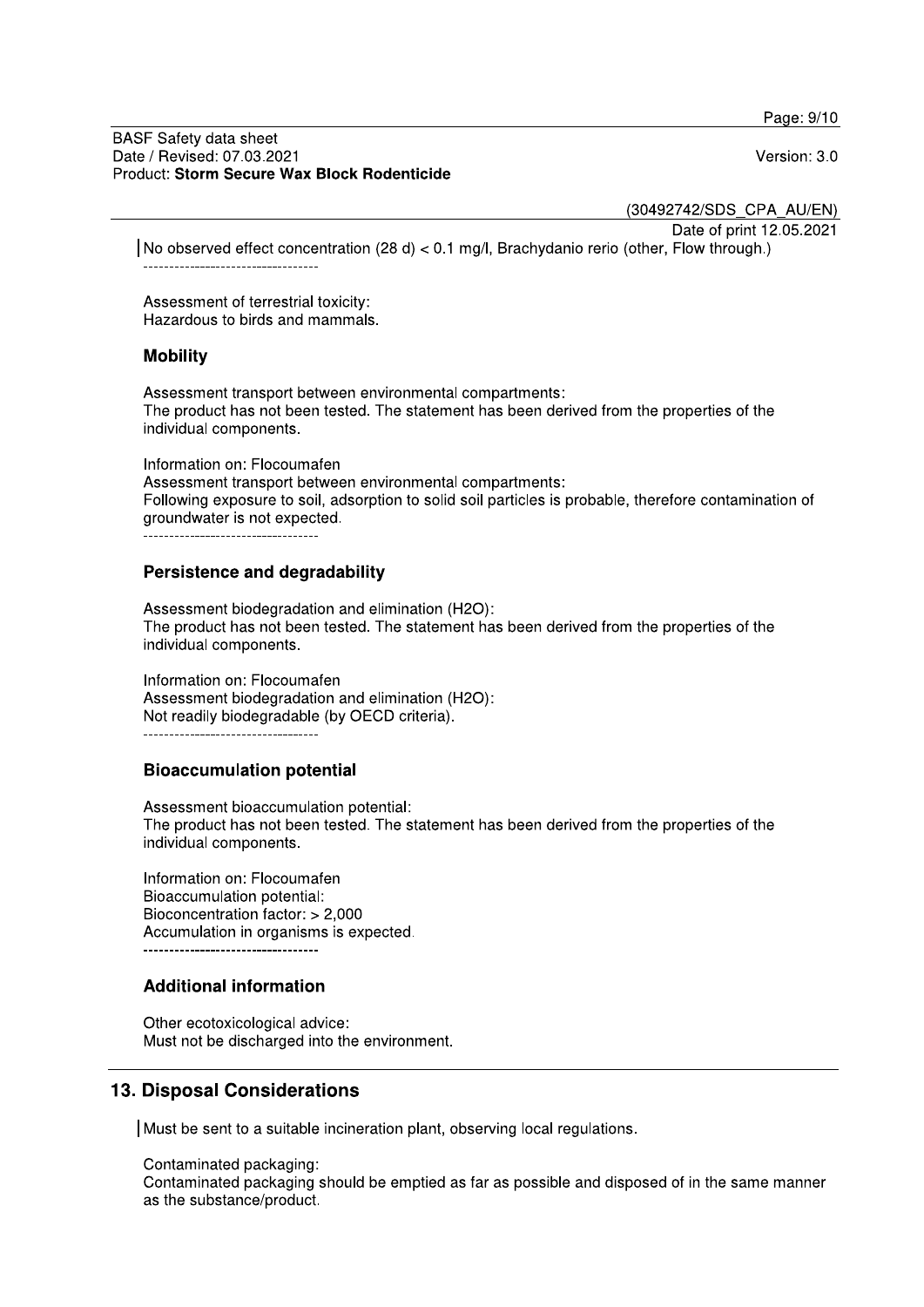No observed effect concentration (28 d) < 0.1 mg/l, Brachydanio rerio (other, Flow through.)

----------------------------------

Assessment of terrestrial toxicity:
Hazardous to birds and mammals.

### Mobility

Assessment transport between environmental compartments:
The product has not been tested. The statement has been derived from the properties of the individual components.

Information on: Flocoumafen
Assessment transport between environmental compartments:
Following exposure to soil, adsorption to solid soil particles is probable, therefore contamination of groundwater is not expected.

----------------------------------

### Persistence and degradability

Assessment biodegradation and elimination (H2O):
The product has not been tested. The statement has been derived from the properties of the individual components.

Information on: Flocoumafen
Assessment biodegradation and elimination (H2O):
Not readily biodegradable (by OECD criteria).

----------------------------------

### Bioaccumulation potential

Assessment bioaccumulation potential:
The product has not been tested. The statement has been derived from the properties of the individual components.

Information on: Flocoumafen
Bioaccumulation potential:
Bioconcentration factor: > 2,000
Accumulation in organisms is expected.

----------------------------------

### Additional information

Other ecotoxicological advice:
Must not be discharged into the environment.

## 13. Disposal Considerations

Must be sent to a suitable incineration plant, observing local regulations.

Contaminated packaging:
Contaminated packaging should be emptied as far as possible and disposed of in the same manner as the substance/product.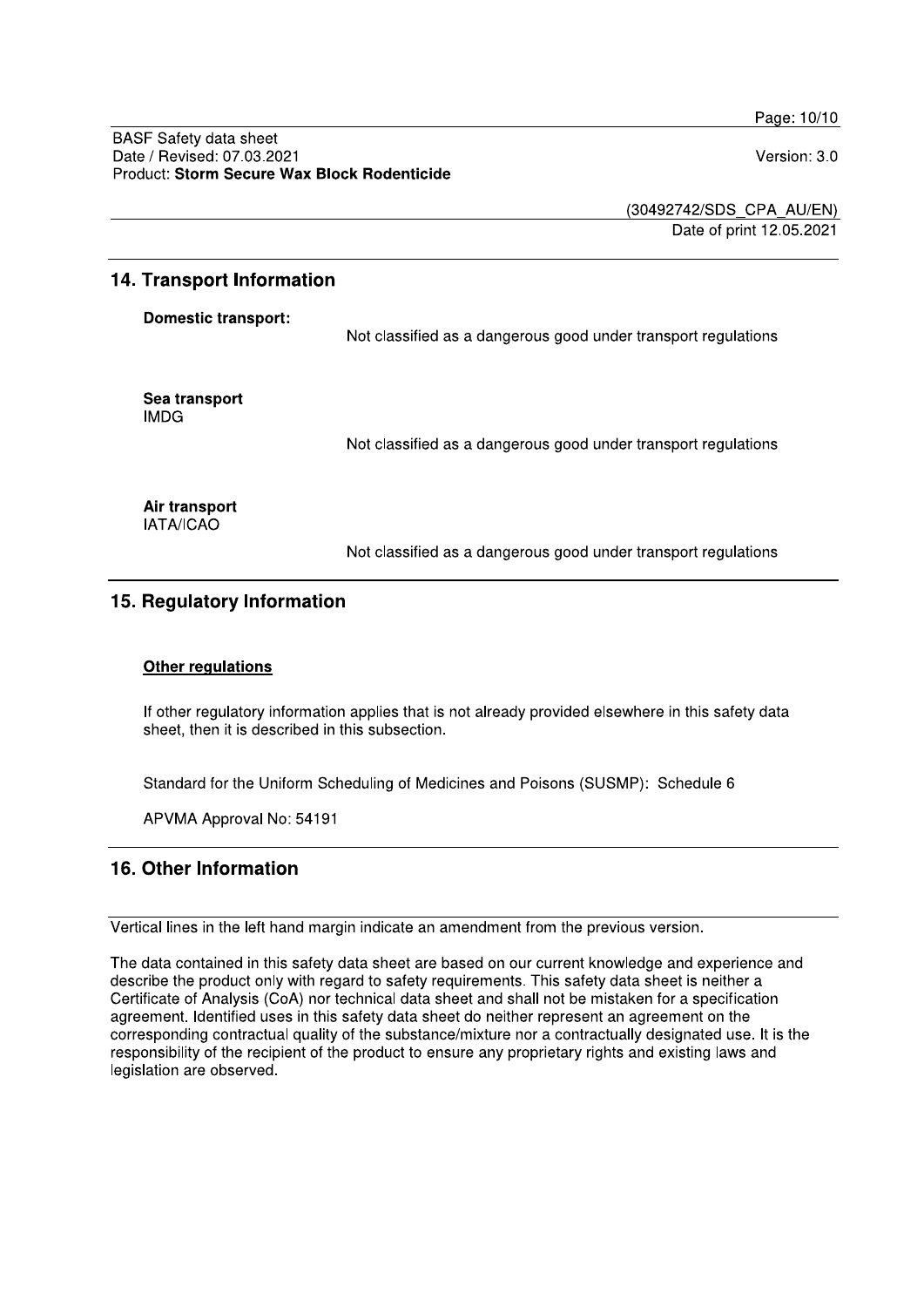## 14. Transport Information

**Domestic transport:**

Not classified as a dangerous good under transport regulations

**Sea transport**
IMDG

Not classified as a dangerous good under transport regulations

**Air transport**
IATA/ICAO

Not classified as a dangerous good under transport regulations

## 15. Regulatory Information

**Other regulations**

If other regulatory information applies that is not already provided elsewhere in this safety data sheet, then it is described in this subsection.

Standard for the Uniform Scheduling of Medicines and Poisons (SUSMP): Schedule 6

APVMA Approval No: 54191

## 16. Other Information

Vertical lines in the left hand margin indicate an amendment from the previous version.

The data contained in this safety data sheet are based on our current knowledge and experience and describe the product only with regard to safety requirements. This safety data sheet is neither a Certificate of Analysis (CoA) nor technical data sheet and shall not be mistaken for a specification agreement. Identified uses in this safety data sheet do neither represent an agreement on the corresponding contractual quality of the substance/mixture nor a contractually designated use. It is the responsibility of the recipient of the product to ensure any proprietary rights and existing laws and legislation are observed.